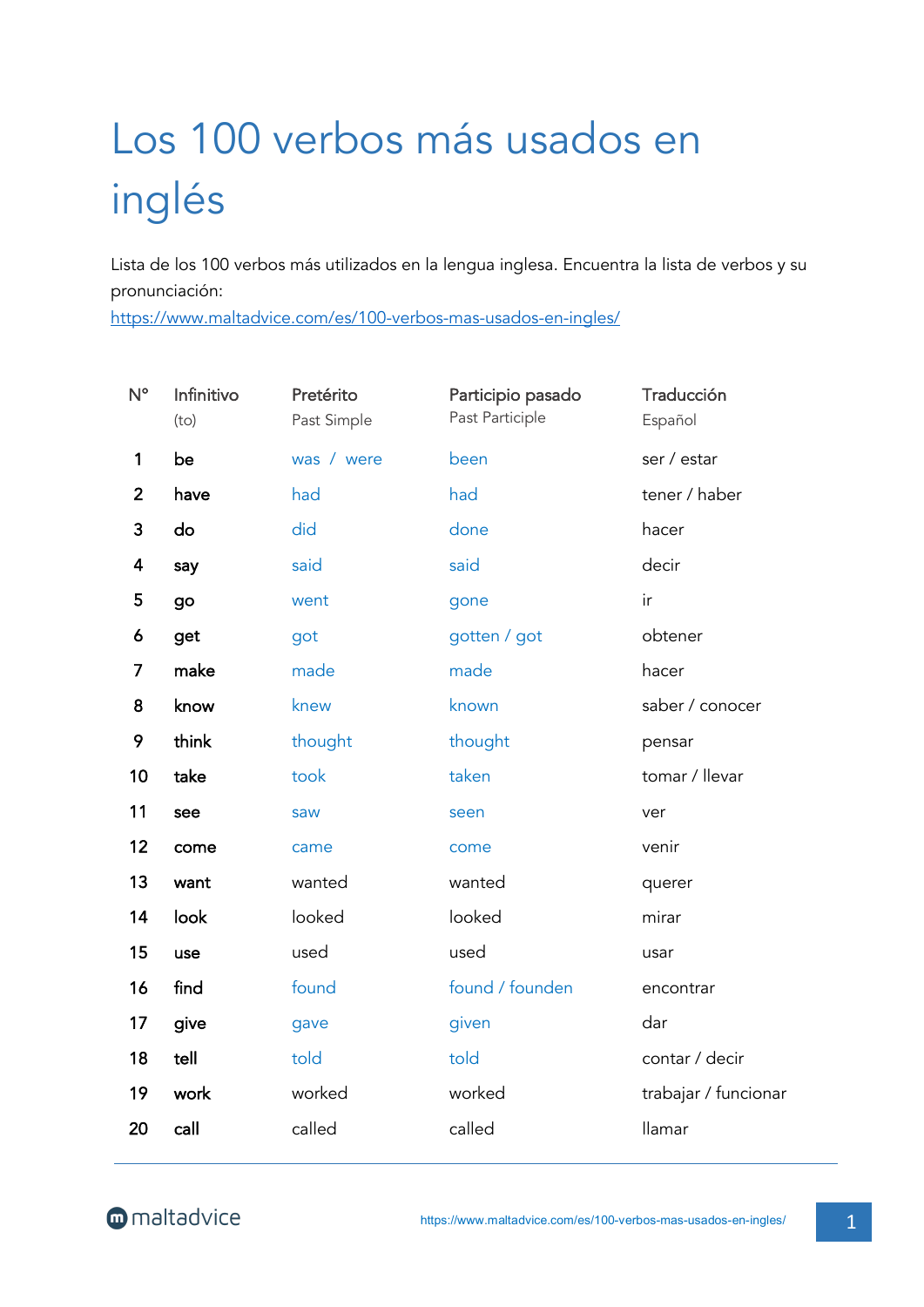# Los 100 verbos más usados en inglés

Lista de los 100 verbos más utilizados en la lengua inglesa. Encuentra la lista de verbos y su pronunciación:
https://www.maltadvice.com/es/100-verbos-mas-usados-en-ingles/

| N° | Infinitivo (to) | Pretérito Past Simple | Participio pasado Past Participle | Traducción Español |
|---|---|---|---|---|
| 1 | be | was / were | been | ser / estar |
| 2 | have | had | had | tener / haber |
| 3 | do | did | done | hacer |
| 4 | say | said | said | decir |
| 5 | go | went | gone | ir |
| 6 | get | got | gotten / got | obtener |
| 7 | make | made | made | hacer |
| 8 | know | knew | known | saber / conocer |
| 9 | think | thought | thought | pensar |
| 10 | take | took | taken | tomar / llevar |
| 11 | see | saw | seen | ver |
| 12 | come | came | come | venir |
| 13 | want | wanted | wanted | querer |
| 14 | look | looked | looked | mirar |
| 15 | use | used | used | usar |
| 16 | find | found | found / founden | encontrar |
| 17 | give | gave | given | dar |
| 18 | tell | told | told | contar / decir |
| 19 | work | worked | worked | trabajar / funcionar |
| 20 | call | called | called | llamar |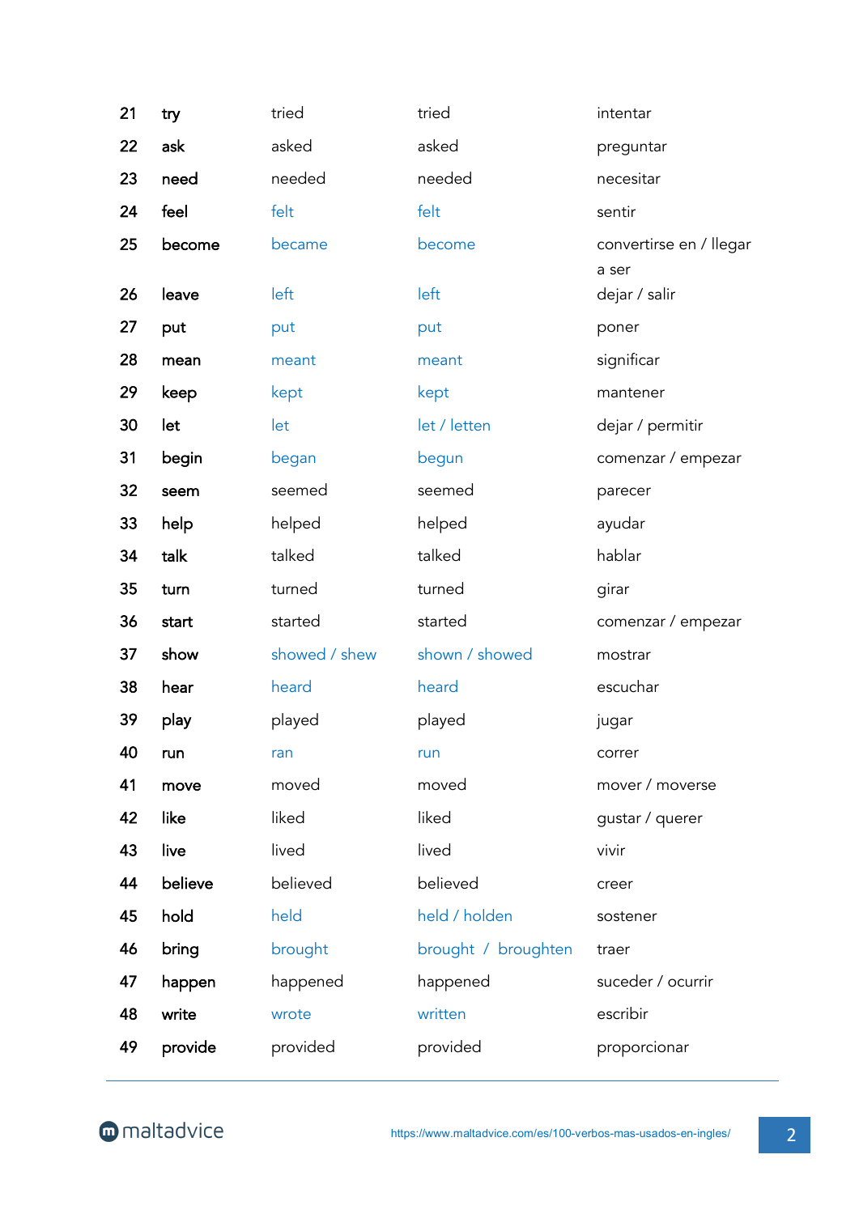| | | | | |
|---|---|---|---|---|
| 21 | **try** | tried | tried | intentar |
| 22 | **ask** | asked | asked | preguntar |
| 23 | **need** | needed | needed | necesitar |
| 24 | **feel** | felt | felt | sentir |
| 25 | **become** | became | become | convertirse en / llegar a ser |
| 26 | **leave** | left | left | dejar / salir |
| 27 | **put** | put | put | poner |
| 28 | **mean** | meant | meant | significar |
| 29 | **keep** | kept | kept | mantener |
| 30 | **let** | let | let / letten | dejar / permitir |
| 31 | **begin** | began | begun | comenzar / empezar |
| 32 | **seem** | seemed | seemed | parecer |
| 33 | **help** | helped | helped | ayudar |
| 34 | **talk** | talked | talked | hablar |
| 35 | **turn** | turned | turned | girar |
| 36 | **start** | started | started | comenzar / empezar |
| 37 | **show** | showed / shew | shown / showed | mostrar |
| 38 | **hear** | heard | heard | escuchar |
| 39 | **play** | played | played | jugar |
| 40 | **run** | ran | run | correr |
| 41 | **move** | moved | moved | mover / moverse |
| 42 | **like** | liked | liked | gustar / querer |
| 43 | **live** | lived | lived | vivir |
| 44 | **believe** | believed | believed | creer |
| 45 | **hold** | held | held / holden | sostener |
| 46 | **bring** | brought | brought / broughten | traer |
| 47 | **happen** | happened | happened | suceder / ocurrir |
| 48 | **write** | wrote | written | escribir |
| 49 | **provide** | provided | provided | proporcionar |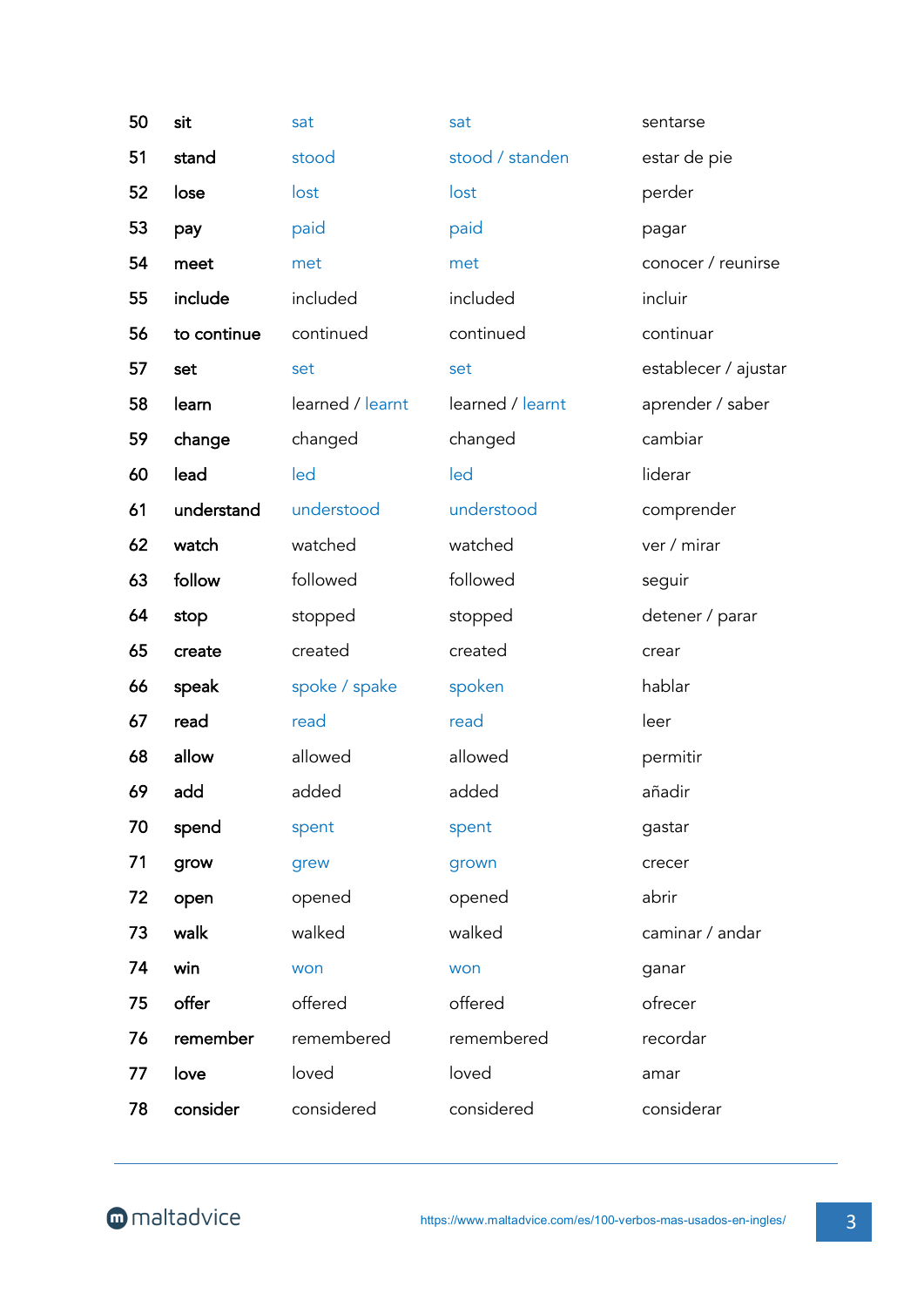| | | | | |
|---|---|---|---|---|
| 50 | **sit** | sat | sat | sentarse |
| 51 | **stand** | stood | stood / standen | estar de pie |
| 52 | **lose** | lost | lost | perder |
| 53 | **pay** | paid | paid | pagar |
| 54 | **meet** | met | met | conocer / reunirse |
| 55 | **include** | included | included | incluir |
| 56 | **to continue** | continued | continued | continuar |
| 57 | **set** | set | set | establecer / ajustar |
| 58 | **learn** | learned / learnt | learned / learnt | aprender / saber |
| 59 | **change** | changed | changed | cambiar |
| 60 | **lead** | led | led | liderar |
| 61 | **understand** | understood | understood | comprender |
| 62 | **watch** | watched | watched | ver / mirar |
| 63 | **follow** | followed | followed | seguir |
| 64 | **stop** | stopped | stopped | detener / parar |
| 65 | **create** | created | created | crear |
| 66 | **speak** | spoke / spake | spoken | hablar |
| 67 | **read** | read | read | leer |
| 68 | **allow** | allowed | allowed | permitir |
| 69 | **add** | added | added | añadir |
| 70 | **spend** | spent | spent | gastar |
| 71 | **grow** | grew | grown | crecer |
| 72 | **open** | opened | opened | abrir |
| 73 | **walk** | walked | walked | caminar / andar |
| 74 | **win** | won | won | ganar |
| 75 | **offer** | offered | offered | ofrecer |
| 76 | **remember** | remembered | remembered | recordar |
| 77 | **love** | loved | loved | amar |
| 78 | **consider** | considered | considered | considerar |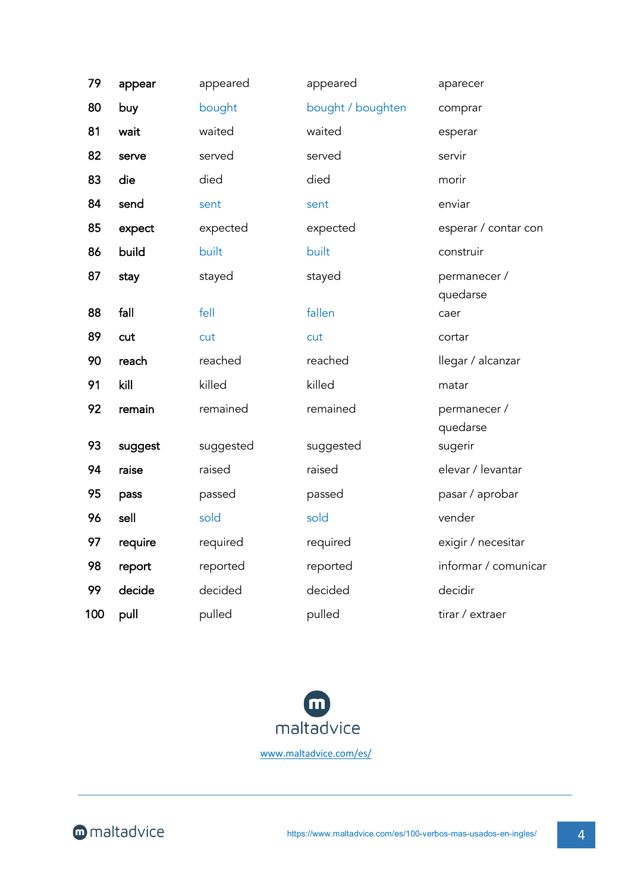| | | | | |
|---|---|---|---|---|
| 79 | **appear** | appeared | appeared | aparecer |
| 80 | **buy** | bought | bought / boughten | comprar |
| 81 | **wait** | waited | waited | esperar |
| 82 | **serve** | served | served | servir |
| 83 | **die** | died | died | morir |
| 84 | **send** | sent | sent | enviar |
| 85 | **expect** | expected | expected | esperar / contar con |
| 86 | **build** | built | built | construir |
| 87 | **stay** | stayed | stayed | permanecer / quedarse |
| 88 | **fall** | fell | fallen | caer |
| 89 | **cut** | cut | cut | cortar |
| 90 | **reach** | reached | reached | llegar / alcanzar |
| 91 | **kill** | killed | killed | matar |
| 92 | **remain** | remained | remained | permanecer / quedarse |
| 93 | **suggest** | suggested | suggested | sugerir |
| 94 | **raise** | raised | raised | elevar / levantar |
| 95 | **pass** | passed | passed | pasar / aprobar |
| 96 | **sell** | sold | sold | vender |
| 97 | **require** | required | required | exigir / necesitar |
| 98 | **report** | reported | reported | informar / comunicar |
| 99 | **decide** | decided | decided | decidir |
| 100 | **pull** | pulled | pulled | tirar / extraer |

maltadvice

www.maltadvice.com/es/